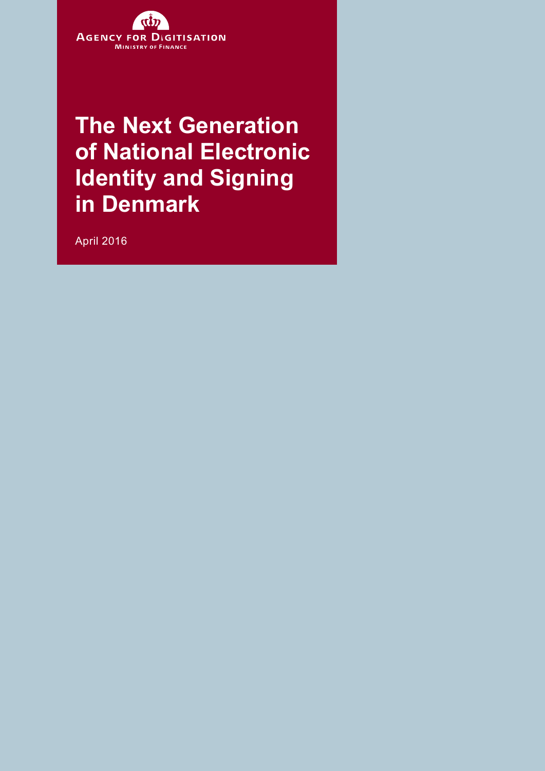Agency for Digitisation

Ministry of Finance

# The Next Generation of National Electronic Identity and Signing in Denmark

April 2016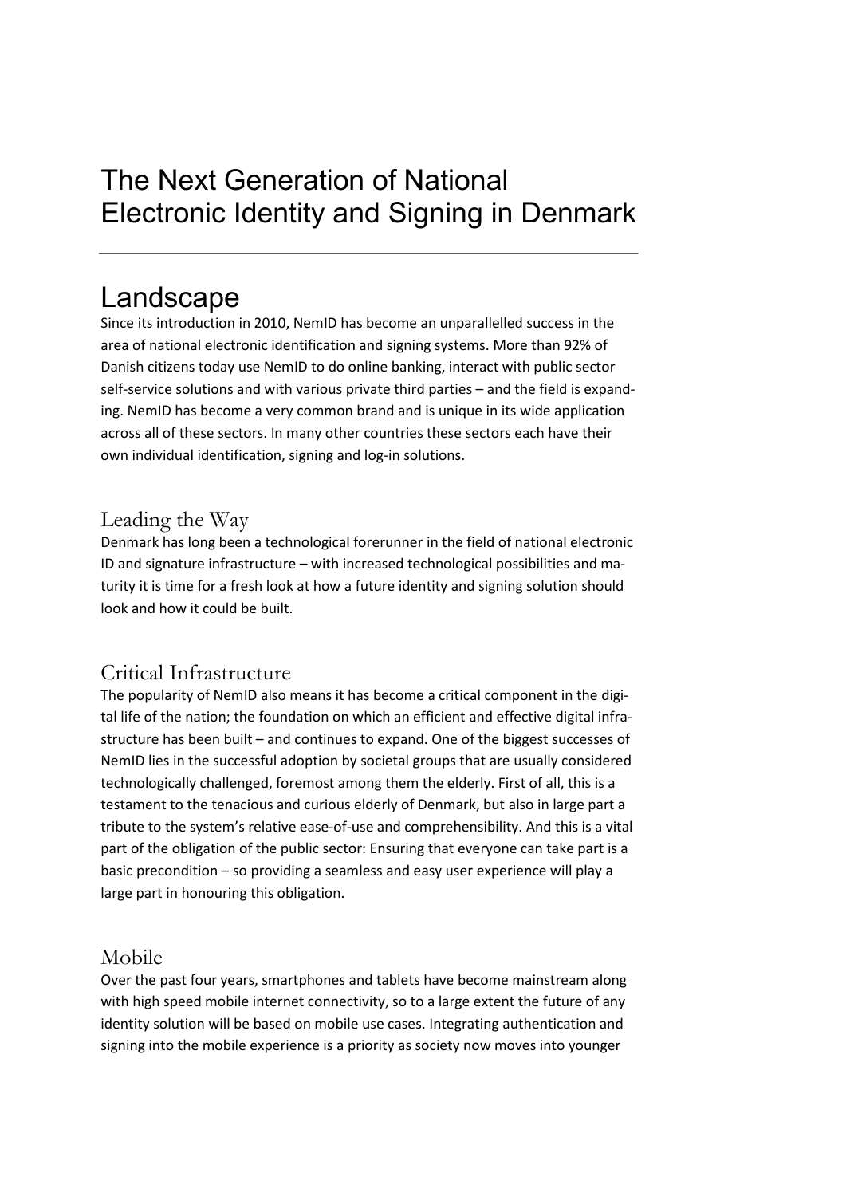# The Next Generation of National Electronic Identity and Signing in Denmark

## Landscape

Since its introduction in 2010, NemID has become an unparallelled success in the area of national electronic identification and signing systems. More than 92% of Danish citizens today use NemID to do online banking, interact with public sector self-service solutions and with various private third parties – and the field is expanding. NemID has become a very common brand and is unique in its wide application across all of these sectors. In many other countries these sectors each have their own individual identification, signing and log-in solutions.

### Leading the Way

Denmark has long been a technological forerunner in the field of national electronic ID and signature infrastructure – with increased technological possibilities and maturity it is time for a fresh look at how a future identity and signing solution should look and how it could be built.

### Critical Infrastructure

The popularity of NemID also means it has become a critical component in the digital life of the nation; the foundation on which an efficient and effective digital infrastructure has been built – and continues to expand. One of the biggest successes of NemID lies in the successful adoption by societal groups that are usually considered technologically challenged, foremost among them the elderly. First of all, this is a testament to the tenacious and curious elderly of Denmark, but also in large part a tribute to the system's relative ease-of-use and comprehensibility. And this is a vital part of the obligation of the public sector: Ensuring that everyone can take part is a basic precondition – so providing a seamless and easy user experience will play a large part in honouring this obligation.

### Mobile

Over the past four years, smartphones and tablets have become mainstream along with high speed mobile internet connectivity, so to a large extent the future of any identity solution will be based on mobile use cases. Integrating authentication and signing into the mobile experience is a priority as society now moves into younger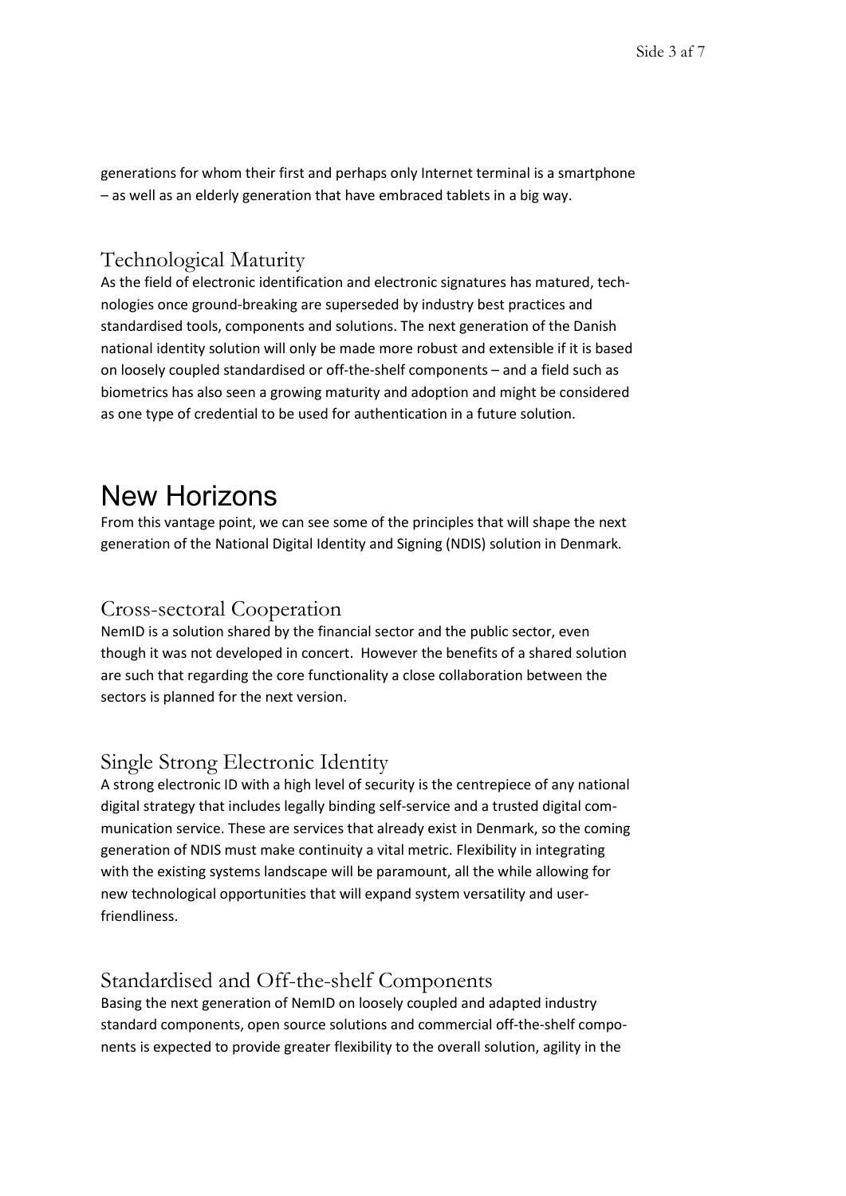generations for whom their first and perhaps only Internet terminal is a smartphone – as well as an elderly generation that have embraced tablets in a big way.

## Technological Maturity

As the field of electronic identification and electronic signatures has matured, technologies once ground-breaking are superseded by industry best practices and standardised tools, components and solutions. The next generation of the Danish national identity solution will only be made more robust and extensible if it is based on loosely coupled standardised or off-the-shelf components – and a field such as biometrics has also seen a growing maturity and adoption and might be considered as one type of credential to be used for authentication in a future solution.

# New Horizons

From this vantage point, we can see some of the principles that will shape the next generation of the National Digital Identity and Signing (NDIS) solution in Denmark.

## Cross-sectoral Cooperation

NemID is a solution shared by the financial sector and the public sector, even though it was not developed in concert. However the benefits of a shared solution are such that regarding the core functionality a close collaboration between the sectors is planned for the next version.

## Single Strong Electronic Identity

A strong electronic ID with a high level of security is the centrepiece of any national digital strategy that includes legally binding self-service and a trusted digital communication service. These are services that already exist in Denmark, so the coming generation of NDIS must make continuity a vital metric. Flexibility in integrating with the existing systems landscape will be paramount, all the while allowing for new technological opportunities that will expand system versatility and user-friendliness.

## Standardised and Off-the-shelf Components

Basing the next generation of NemID on loosely coupled and adapted industry standard components, open source solutions and commercial off-the-shelf components is expected to provide greater flexibility to the overall solution, agility in the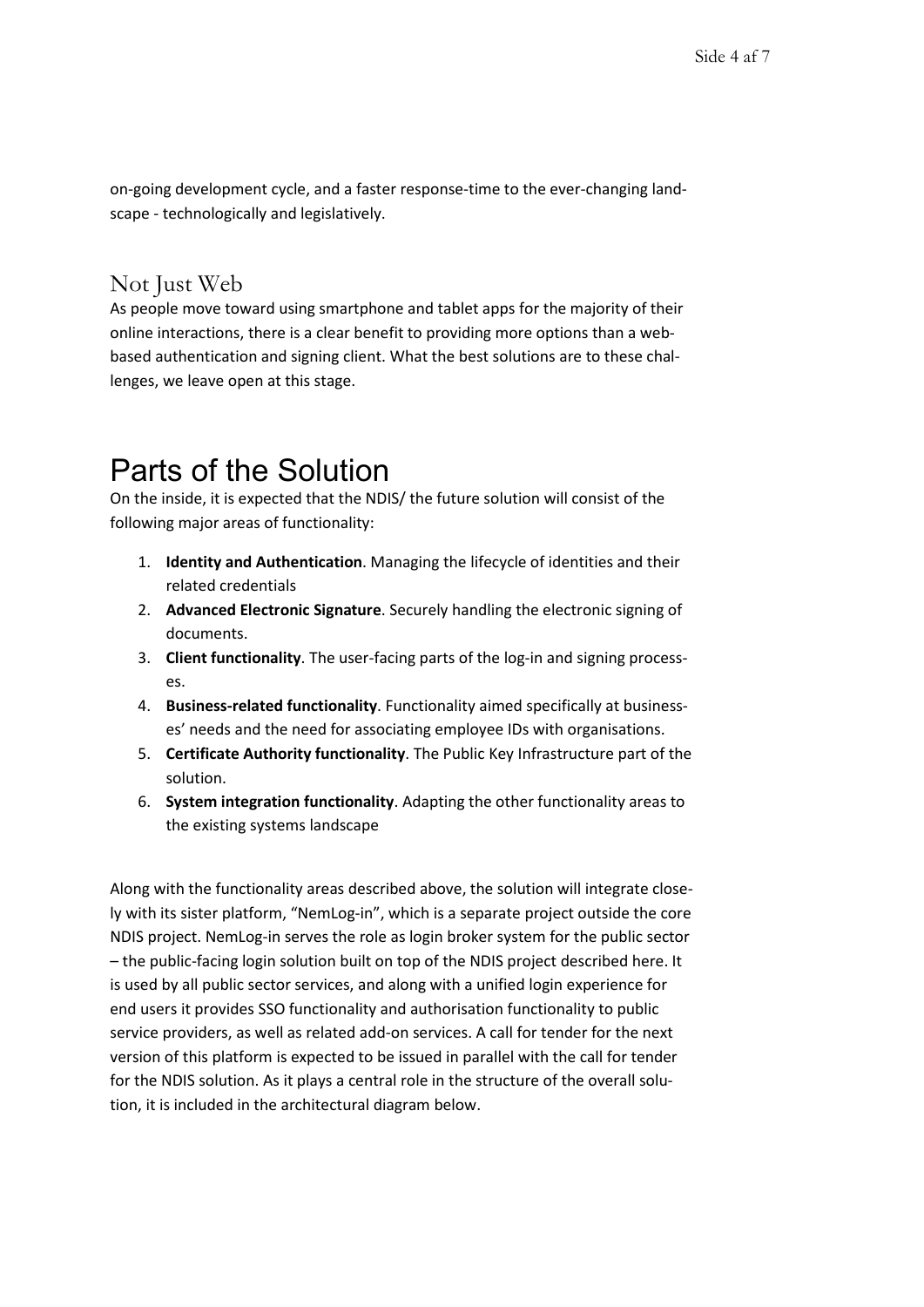on-going development cycle, and a faster response-time to the ever-changing landscape - technologically and legislatively.

## Not Just Web

As people move toward using smartphone and tablet apps for the majority of their online interactions, there is a clear benefit to providing more options than a web-based authentication and signing client. What the best solutions are to these challenges, we leave open at this stage.

# Parts of the Solution

On the inside, it is expected that the NDIS/ the future solution will consist of the following major areas of functionality:

1. **Identity and Authentication**. Managing the lifecycle of identities and their related credentials
2. **Advanced Electronic Signature**. Securely handling the electronic signing of documents.
3. **Client functionality**. The user-facing parts of the log-in and signing processes.
4. **Business-related functionality**. Functionality aimed specifically at businesses' needs and the need for associating employee IDs with organisations.
5. **Certificate Authority functionality**. The Public Key Infrastructure part of the solution.
6. **System integration functionality**. Adapting the other functionality areas to the existing systems landscape

Along with the functionality areas described above, the solution will integrate closely with its sister platform, "NemLog-in", which is a separate project outside the core NDIS project. NemLog-in serves the role as login broker system for the public sector – the public-facing login solution built on top of the NDIS project described here. It is used by all public sector services, and along with a unified login experience for end users it provides SSO functionality and authorisation functionality to public service providers, as well as related add-on services. A call for tender for the next version of this platform is expected to be issued in parallel with the call for tender for the NDIS solution. As it plays a central role in the structure of the overall solution, it is included in the architectural diagram below.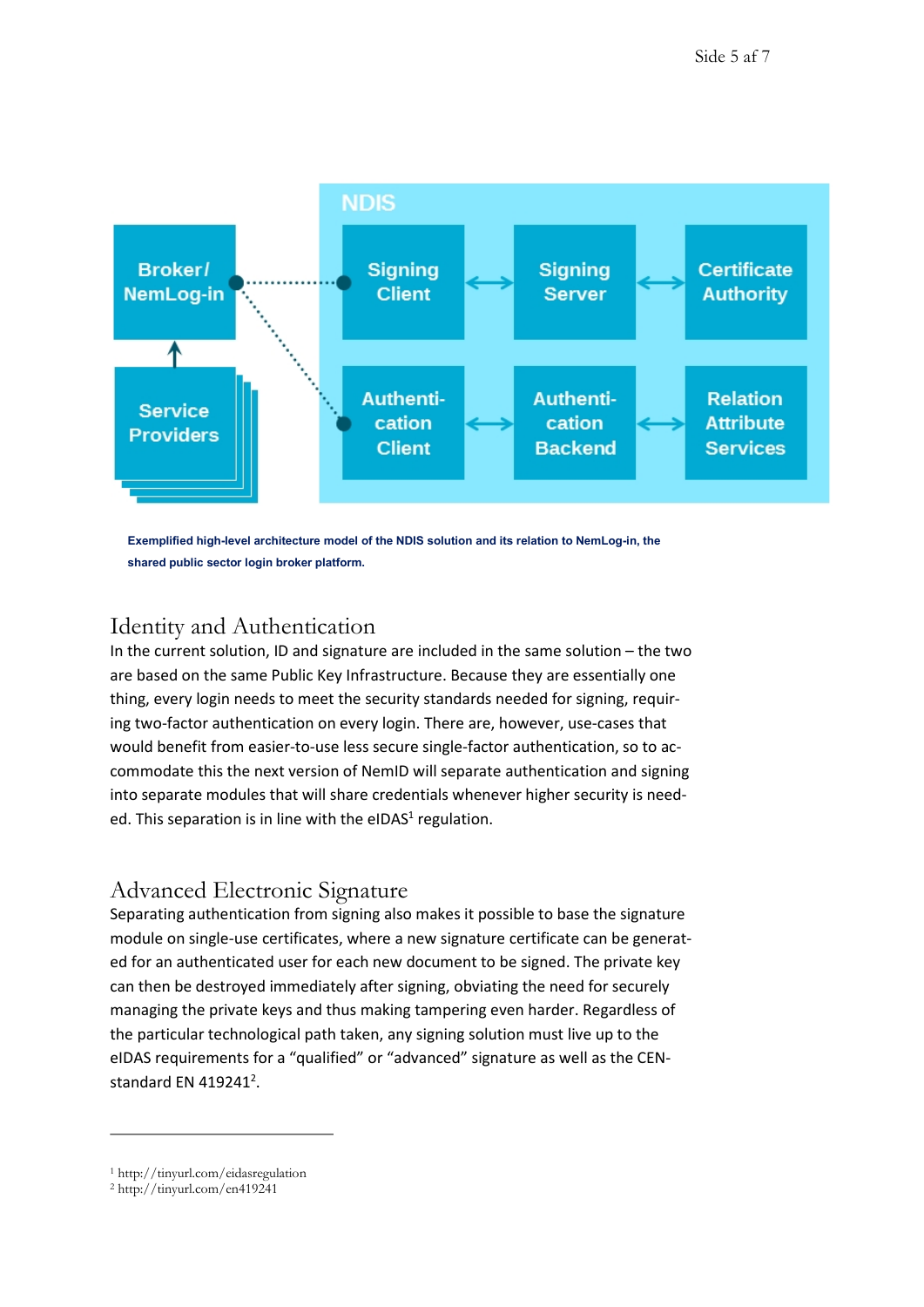Exemplified high-level architecture model of the NDIS solution and its relation to NemLog-in, the shared public sector login broker platform.

## Identity and Authentication

In the current solution, ID and signature are included in the same solution – the two are based on the same Public Key Infrastructure. Because they are essentially one thing, every login needs to meet the security standards needed for signing, requiring two-factor authentication on every login. There are, however, use-cases that would benefit from easier-to-use less secure single-factor authentication, so to accommodate this the next version of NemID will separate authentication and signing into separate modules that will share credentials whenever higher security is needed. This separation is in line with the eIDAS[1] regulation.

## Advanced Electronic Signature

Separating authentication from signing also makes it possible to base the signature module on single-use certificates, where a new signature certificate can be generated for an authenticated user for each new document to be signed. The private key can then be destroyed immediately after signing, obviating the need for securely managing the private keys and thus making tampering even harder. Regardless of the particular technological path taken, any signing solution must live up to the eIDAS requirements for a "qualified" or "advanced" signature as well as the CEN-standard EN 419241[2].

---

[1] http://tinyurl.com/eidasregulation

[2] http://tinyurl.com/en419241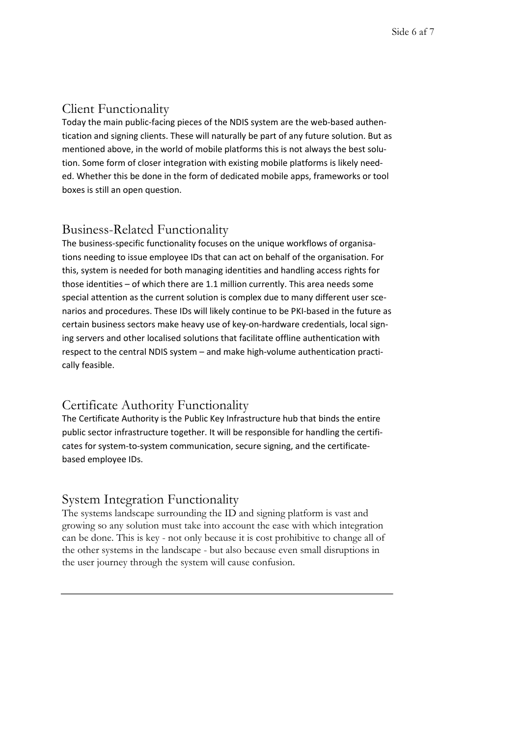## Client Functionality

Today the main public-facing pieces of the NDIS system are the web-based authentication and signing clients. These will naturally be part of any future solution. But as mentioned above, in the world of mobile platforms this is not always the best solution. Some form of closer integration with existing mobile platforms is likely needed. Whether this be done in the form of dedicated mobile apps, frameworks or tool boxes is still an open question.

## Business-Related Functionality

The business-specific functionality focuses on the unique workflows of organisations needing to issue employee IDs that can act on behalf of the organisation. For this, system is needed for both managing identities and handling access rights for those identities – of which there are 1.1 million currently. This area needs some special attention as the current solution is complex due to many different user scenarios and procedures. These IDs will likely continue to be PKI-based in the future as certain business sectors make heavy use of key-on-hardware credentials, local signing servers and other localised solutions that facilitate offline authentication with respect to the central NDIS system – and make high-volume authentication practically feasible.

## Certificate Authority Functionality

The Certificate Authority is the Public Key Infrastructure hub that binds the entire public sector infrastructure together. It will be responsible for handling the certificates for system-to-system communication, secure signing, and the certificate-based employee IDs.

## System Integration Functionality

The systems landscape surrounding the ID and signing platform is vast and growing so any solution must take into account the ease with which integration can be done. This is key - not only because it is cost prohibitive to change all of the other systems in the landscape - but also because even small disruptions in the user journey through the system will cause confusion.

---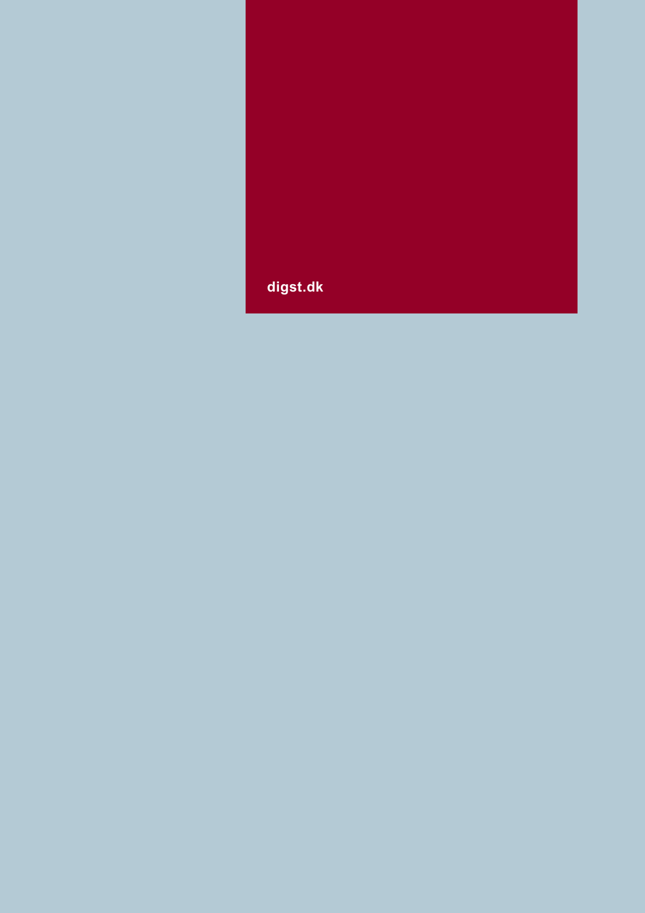digst.dk